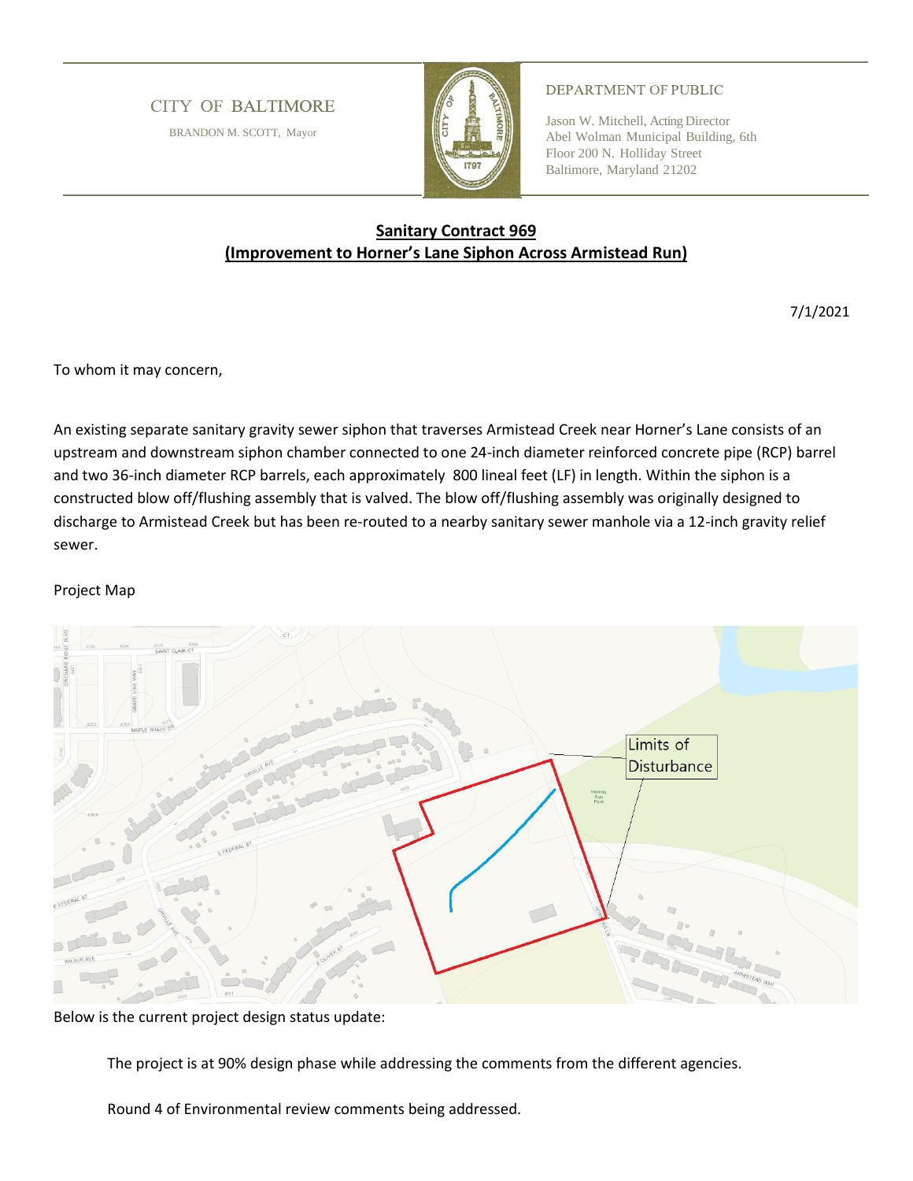CITY OF BALTIMORE

BRANDON M. SCOTT, Mayor

DEPARTMENT OF PUBLIC

Jason W. Mitchell, Acting Director
Abel Wolman Municipal Building, 6th Floor 200 N. Holliday Street
Baltimore, Maryland 21202

## Sanitary Contract 969
## (Improvement to Horner's Lane Siphon Across Armistead Run)

7/1/2021

To whom it may concern,

An existing separate sanitary gravity sewer siphon that traverses Armistead Creek near Horner's Lane consists of an upstream and downstream siphon chamber connected to one 24-inch diameter reinforced concrete pipe (RCP) barrel and two 36-inch diameter RCP barrels, each approximately 800 lineal feet (LF) in length. Within the siphon is a constructed blow off/flushing assembly that is valved. The blow off/flushing assembly was originally designed to discharge to Armistead Creek but has been re-routed to a nearby sanitary sewer manhole via a 12-inch gravity relief sewer.

Project Map

Limits of Disturbance

Below is the current project design status update:

The project is at 90% design phase while addressing the comments from the different agencies.

Round 4 of Environmental review comments being addressed.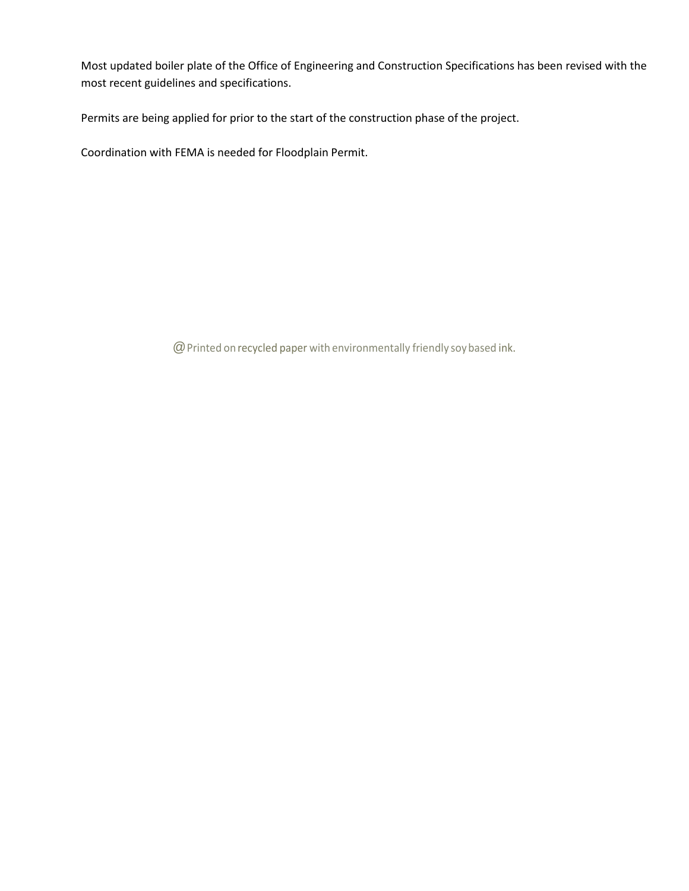Most updated boiler plate of the Office of Engineering and Construction Specifications has been revised with the most recent guidelines and specifications.

Permits are being applied for prior to the start of the construction phase of the project.

Coordination with FEMA is needed for Floodplain Permit.

@ Printed on recycled paper with environmentally friendly soy based ink.